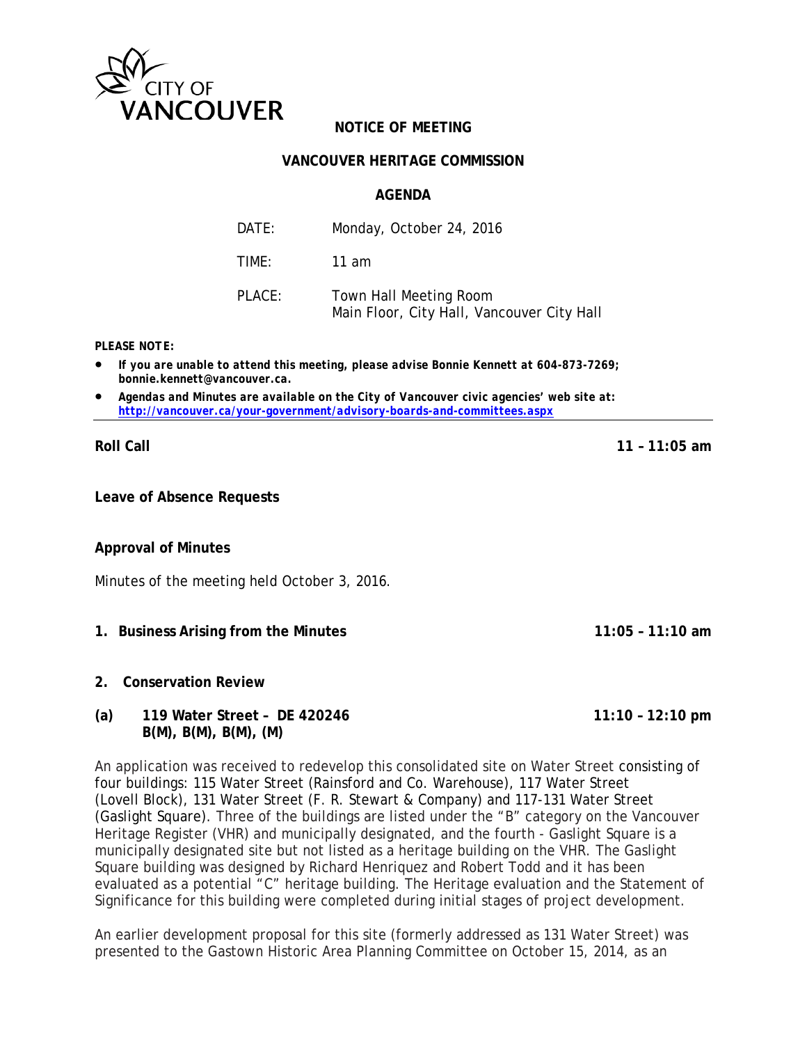CITY OF VANCOUVER

# NOTICE OF MEETING

## VANCOUVER HERITAGE COMMISSION

### AGENDA

| | |
|---|---|
| DATE: | Monday, October 24, 2016 |
| TIME: | 11 am |
| PLACE: | Town Hall Meeting Room<br>Main Floor, City Hall, Vancouver City Hall |

**PLEASE NOTE:**

- ***If you are unable to attend this meeting, please advise Bonnie Kennett at 604-873-7269; bonnie.kennett@vancouver.ca.***
- ***Agendas and Minutes are available on the City of Vancouver civic agencies' web site at: http://vancouver.ca/your-government/advisory-boards-and-committees.aspx***

---

**Roll Call** **11 – 11:05 am**

**Leave of Absence Requests**

**Approval of Minutes**

Minutes of the meeting held October 3, 2016.

**1. Business Arising from the Minutes** **11:05 – 11:10 am**

**2. Conservation Review**

**(a) 119 Water Street – DE 420246** **11:10 – 12:10 pm**
**B(M), B(M), B(M), (M)**

An application was received to redevelop this consolidated site on Water Street consisting of four buildings: 115 Water Street (Rainsford and Co. Warehouse), 117 Water Street (Lovell Block), 131 Water Street (F. R. Stewart & Company) and 117-131 Water Street (Gaslight Square). Three of the buildings are listed under the "B" category on the Vancouver Heritage Register (VHR) and municipally designated, and the fourth - Gaslight Square is a municipally designated site but not listed as a heritage building on the VHR. The Gaslight Square building was designed by Richard Henriquez and Robert Todd and it has been evaluated as a potential "C" heritage building. The Heritage evaluation and the Statement of Significance for this building were completed during initial stages of project development.

An earlier development proposal for this site (formerly addressed as 131 Water Street) was presented to the Gastown Historic Area Planning Committee on October 15, 2014, as an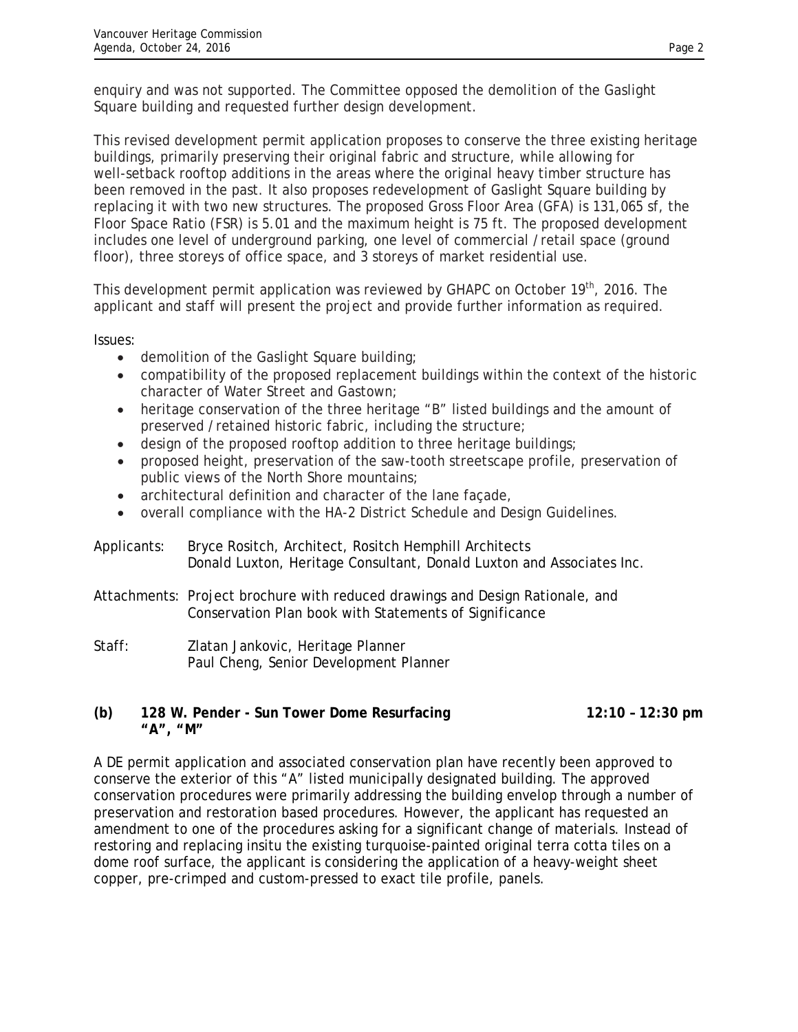enquiry and was not supported. The Committee opposed the demolition of the Gaslight Square building and requested further design development.

This revised development permit application proposes to conserve the three existing heritage buildings, primarily preserving their original fabric and structure, while allowing for well-setback rooftop additions in the areas where the original heavy timber structure has been removed in the past. It also proposes redevelopment of Gaslight Square building by replacing it with two new structures. The proposed Gross Floor Area (GFA) is 131,065 sf, the Floor Space Ratio (FSR) is 5.01 and the maximum height is 75 ft. The proposed development includes one level of underground parking, one level of commercial / retail space (ground floor), three storeys of office space, and 3 storeys of market residential use.

This development permit application was reviewed by GHAPC on October 19th, 2016. The applicant and staff will present the project and provide further information as required.

Issues:

- demolition of the Gaslight Square building;
- compatibility of the proposed replacement buildings within the context of the historic character of Water Street and Gastown;
- heritage conservation of the three heritage "B" listed buildings and the amount of preserved / retained historic fabric, including the structure;
- design of the proposed rooftop addition to three heritage buildings;
- proposed height, preservation of the saw-tooth streetscape profile, preservation of public views of the North Shore mountains;
- architectural definition and character of the lane façade,
- overall compliance with the HA-2 District Schedule and Design Guidelines.

Applicants: Bryce Rositch, Architect, Rositch Hemphill Architects
Donald Luxton, Heritage Consultant, Donald Luxton and Associates Inc.

Attachments: Project brochure with reduced drawings and Design Rationale, and Conservation Plan book with Statements of Significance

Staff: Zlatan Jankovic, Heritage Planner
Paul Cheng, Senior Development Planner

**(b) 128 W. Pender - Sun Tower Dome Resurfacing "A", "M"** **12:10 – 12:30 pm**

A DE permit application and associated conservation plan have recently been approved to conserve the exterior of this "A" listed municipally designated building. The approved conservation procedures were primarily addressing the building envelop through a number of preservation and restoration based procedures. However, the applicant has requested an amendment to one of the procedures asking for a significant change of materials. Instead of restoring and replacing insitu the existing turquoise-painted original terra cotta tiles on a dome roof surface, the applicant is considering the application of a heavy-weight sheet copper, pre-crimped and custom-pressed to exact tile profile, panels.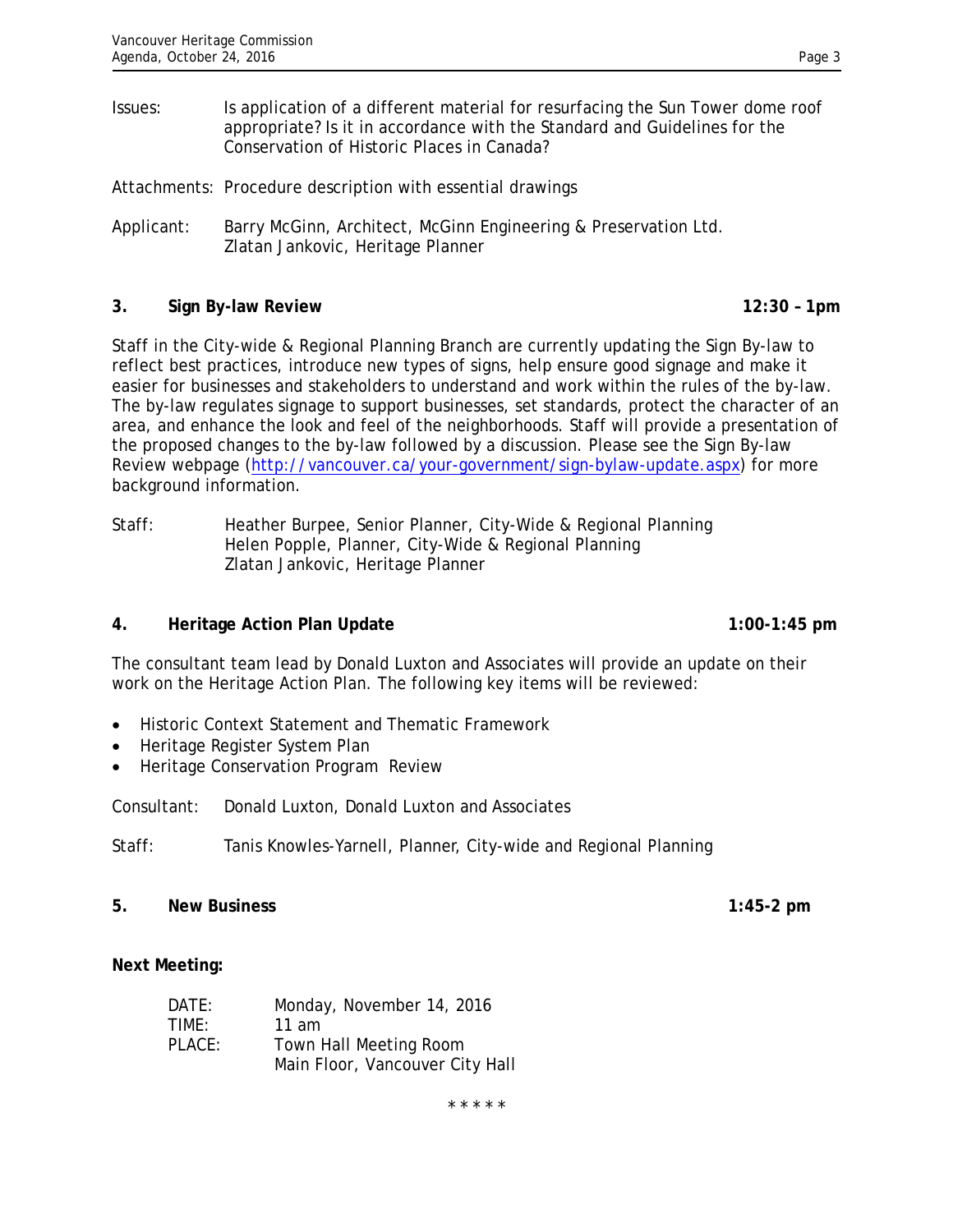Issues: Is application of a different material for resurfacing the Sun Tower dome roof appropriate? Is it in accordance with the Standard and Guidelines for the Conservation of Historic Places in Canada?

Attachments: Procedure description with essential drawings

Applicant: Barry McGinn, Architect, McGinn Engineering & Preservation Ltd.
Zlatan Jankovic, Heritage Planner

**3. Sign By-law Review 12:30 – 1pm**

Staff in the City-wide & Regional Planning Branch are currently updating the Sign By-law to reflect best practices, introduce new types of signs, help ensure good signage and make it easier for businesses and stakeholders to understand and work within the rules of the by-law. The by-law regulates signage to support businesses, set standards, protect the character of an area, and enhance the look and feel of the neighborhoods. Staff will provide a presentation of the proposed changes to the by-law followed by a discussion. Please see the Sign By-law Review webpage (http://vancouver.ca/your-government/sign-bylaw-update.aspx) for more background information.

Staff: Heather Burpee, Senior Planner, City-Wide & Regional Planning
Helen Popple, Planner, City-Wide & Regional Planning
Zlatan Jankovic, Heritage Planner

**4. Heritage Action Plan Update 1:00-1:45 pm**

The consultant team lead by Donald Luxton and Associates will provide an update on their work on the Heritage Action Plan. The following key items will be reviewed:

- Historic Context Statement and Thematic Framework
- Heritage Register System Plan
- Heritage Conservation Program Review

Consultant: Donald Luxton, Donald Luxton and Associates

Staff: Tanis Knowles-Yarnell, Planner, City-wide and Regional Planning

**5. New Business 1:45-2 pm**

**Next Meeting:**

DATE: Monday, November 14, 2016
TIME: 11 am
PLACE: Town Hall Meeting Room
Main Floor, Vancouver City Hall

\* \* \* \* \*